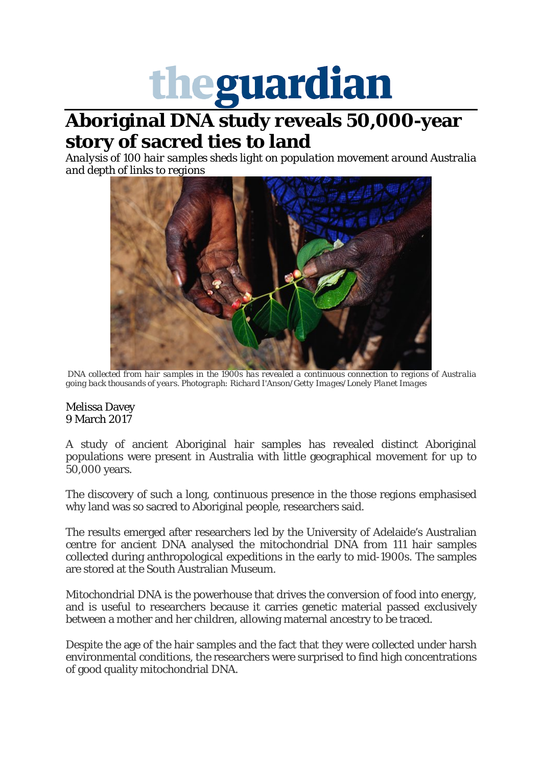# theguardian

# Aboriginal DNA study reveals 50,000-year story of sacred ties to land

*Analysis of 100 hair samples sheds light on population movement around Australia and depth of links to regions*

*DNA collected from hair samples in the 1900s has revealed a continuous connection to regions of Australia going back thousands of years. Photograph: Richard I'Anson/Getty Images/Lonely Planet Images*

Melissa Davey
9 March 2017

A study of ancient Aboriginal hair samples has revealed distinct Aboriginal populations were present in Australia with little geographical movement for up to 50,000 years.

The discovery of such a long, continuous presence in the those regions emphasised why land was so sacred to Aboriginal people, researchers said.

The results emerged after researchers led by the University of Adelaide's Australian centre for ancient DNA analysed the mitochondrial DNA from 111 hair samples collected during anthropological expeditions in the early to mid-1900s. The samples are stored at the South Australian Museum.

Mitochondrial DNA is the powerhouse that drives the conversion of food into energy, and is useful to researchers because it carries genetic material passed exclusively between a mother and her children, allowing maternal ancestry to be traced.

Despite the age of the hair samples and the fact that they were collected under harsh environmental conditions, the researchers were surprised to find high concentrations of good quality mitochondrial DNA.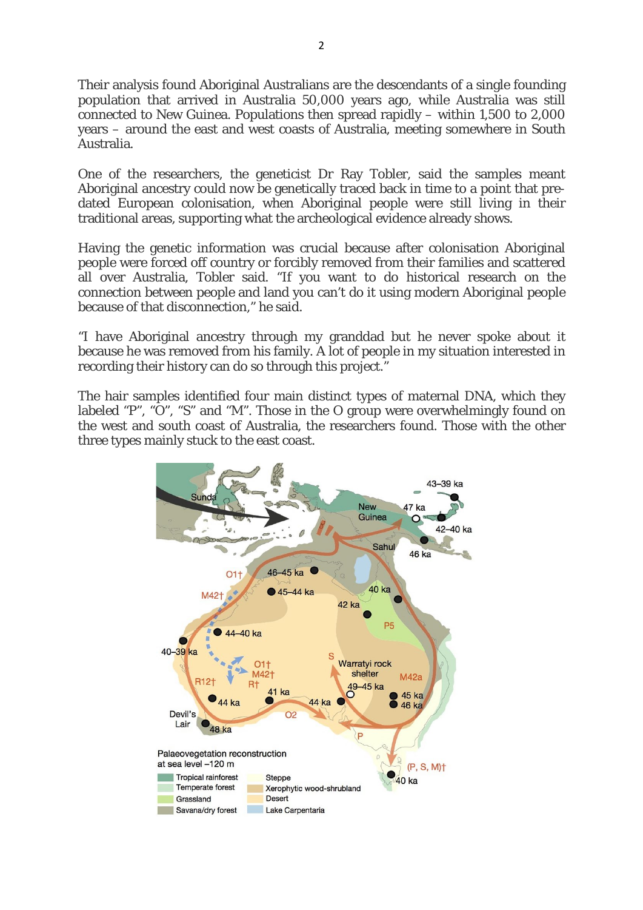Their analysis found Aboriginal Australians are the descendants of a single founding population that arrived in Australia 50,000 years ago, while Australia was still connected to New Guinea. Populations then spread rapidly – within 1,500 to 2,000 years – around the east and west coasts of Australia, meeting somewhere in South Australia.

One of the researchers, the geneticist Dr Ray Tobler, said the samples meant Aboriginal ancestry could now be genetically traced back in time to a point that pre-dated European colonisation, when Aboriginal people were still living in their traditional areas, supporting what the archeological evidence already shows.

Having the genetic information was crucial because after colonisation Aboriginal people were forced off country or forcibly removed from their families and scattered all over Australia, Tobler said. "If you want to do historical research on the connection between people and land you can't do it using modern Aboriginal people because of that disconnection," he said.

"I have Aboriginal ancestry through my granddad but he never spoke about it because he was removed from his family. A lot of people in my situation interested in recording their history can do so through this project."

The hair samples identified four main distinct types of maternal DNA, which they labeled "P", "O", "S" and "M". Those in the O group were overwhelmingly found on the west and south coast of Australia, the researchers found. Those with the other three types mainly stuck to the east coast.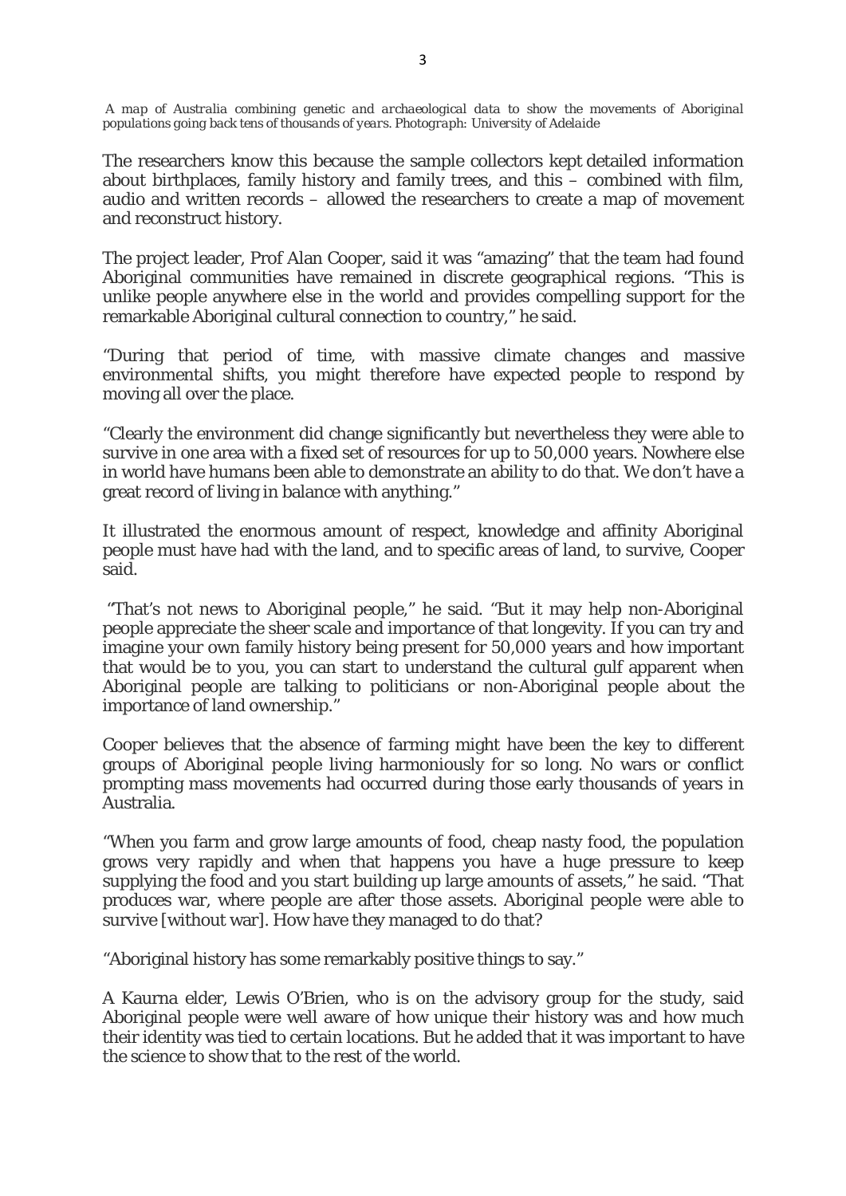*A map of Australia combining genetic and archaeological data to show the movements of Aboriginal populations going back tens of thousands of years. Photograph: University of Adelaide*

The researchers know this because the sample collectors kept detailed information about birthplaces, family history and family trees, and this – combined with film, audio and written records – allowed the researchers to create a map of movement and reconstruct history.

The project leader, Prof Alan Cooper, said it was "amazing" that the team had found Aboriginal communities have remained in discrete geographical regions. "This is unlike people anywhere else in the world and provides compelling support for the remarkable Aboriginal cultural connection to country," he said.

"During that period of time, with massive climate changes and massive environmental shifts, you might therefore have expected people to respond by moving all over the place.

"Clearly the environment did change significantly but nevertheless they were able to survive in one area with a fixed set of resources for up to 50,000 years. Nowhere else in world have humans been able to demonstrate an ability to do that. We don't have a great record of living in balance with anything."

It illustrated the enormous amount of respect, knowledge and affinity Aboriginal people must have had with the land, and to specific areas of land, to survive, Cooper said.

"That's not news to Aboriginal people," he said. "But it may help non-Aboriginal people appreciate the sheer scale and importance of that longevity. If you can try and imagine your own family history being present for 50,000 years and how important that would be to you, you can start to understand the cultural gulf apparent when Aboriginal people are talking to politicians or non-Aboriginal people about the importance of land ownership."

Cooper believes that the absence of farming might have been the key to different groups of Aboriginal people living harmoniously for so long. No wars or conflict prompting mass movements had occurred during those early thousands of years in Australia.

"When you farm and grow large amounts of food, cheap nasty food, the population grows very rapidly and when that happens you have a huge pressure to keep supplying the food and you start building up large amounts of assets," he said. "That produces war, where people are after those assets. Aboriginal people were able to survive [without war]. How have they managed to do that?

"Aboriginal history has some remarkably positive things to say."

A Kaurna elder, Lewis O'Brien, who is on the advisory group for the study, said Aboriginal people were well aware of how unique their history was and how much their identity was tied to certain locations. But he added that it was important to have the science to show that to the rest of the world.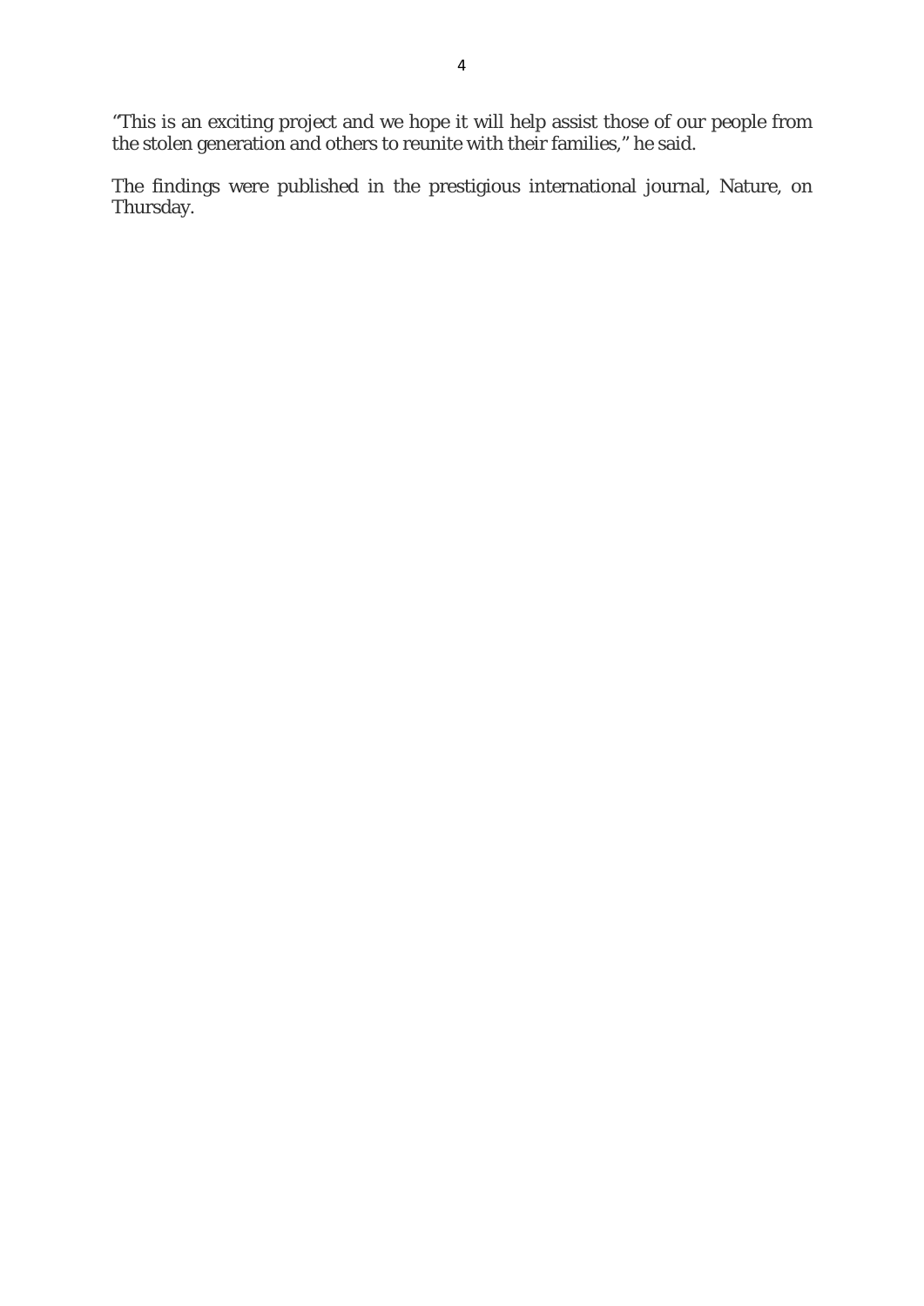"This is an exciting project and we hope it will help assist those of our people from the stolen generation and others to reunite with their families," he said.

The findings were published in the prestigious international journal, Nature, on Thursday.